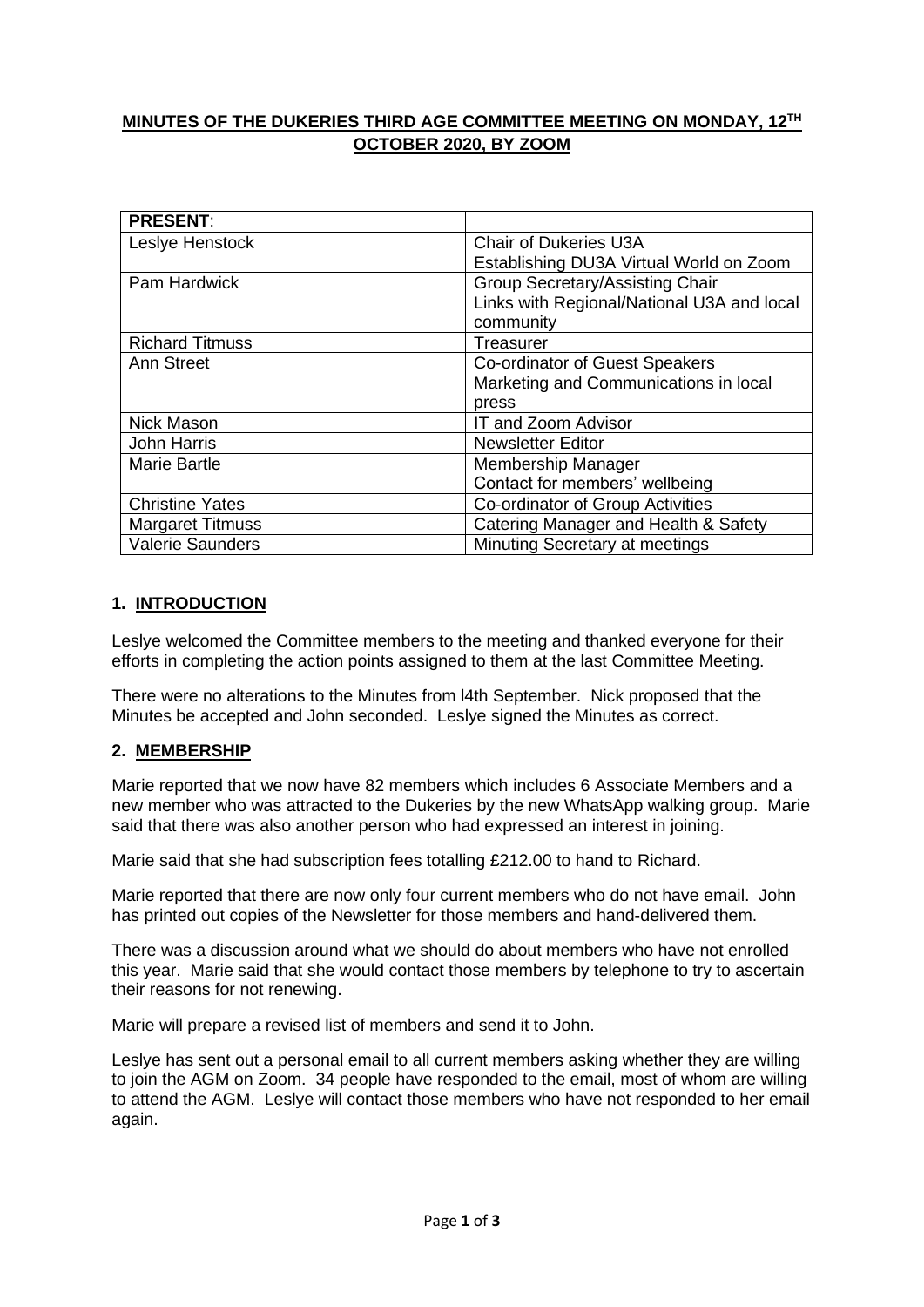# MINUTES OF THE DUKERIES THIRD AGE COMMITTEE MEETING ON MONDAY, 12TH OCTOBER 2020, BY ZOOM

| PRESENT: | |
|---|---|
| Leslye Henstock | Chair of Dukeries U3A<br>Establishing DU3A Virtual World on Zoom |
| Pam Hardwick | Group Secretary/Assisting Chair<br>Links with Regional/National U3A and local community |
| Richard Titmuss | Treasurer |
| Ann Street | Co-ordinator of Guest Speakers<br>Marketing and Communications in local press |
| Nick Mason | IT and Zoom Advisor |
| John Harris | Newsletter Editor |
| Marie Bartle | Membership Manager<br>Contact for members' wellbeing |
| Christine Yates | Co-ordinator of Group Activities |
| Margaret Titmuss | Catering Manager and Health & Safety |
| Valerie Saunders | Minuting Secretary at meetings |

## 1. INTRODUCTION

Leslye welcomed the Committee members to the meeting and thanked everyone for their efforts in completing the action points assigned to them at the last Committee Meeting.

There were no alterations to the Minutes from l4th September. Nick proposed that the Minutes be accepted and John seconded. Leslye signed the Minutes as correct.

## 2. MEMBERSHIP

Marie reported that we now have 82 members which includes 6 Associate Members and a new member who was attracted to the Dukeries by the new WhatsApp walking group. Marie said that there was also another person who had expressed an interest in joining.

Marie said that she had subscription fees totalling £212.00 to hand to Richard.

Marie reported that there are now only four current members who do not have email. John has printed out copies of the Newsletter for those members and hand-delivered them.

There was a discussion around what we should do about members who have not enrolled this year. Marie said that she would contact those members by telephone to try to ascertain their reasons for not renewing.

Marie will prepare a revised list of members and send it to John.

Leslye has sent out a personal email to all current members asking whether they are willing to join the AGM on Zoom. 34 people have responded to the email, most of whom are willing to attend the AGM. Leslye will contact those members who have not responded to her email again.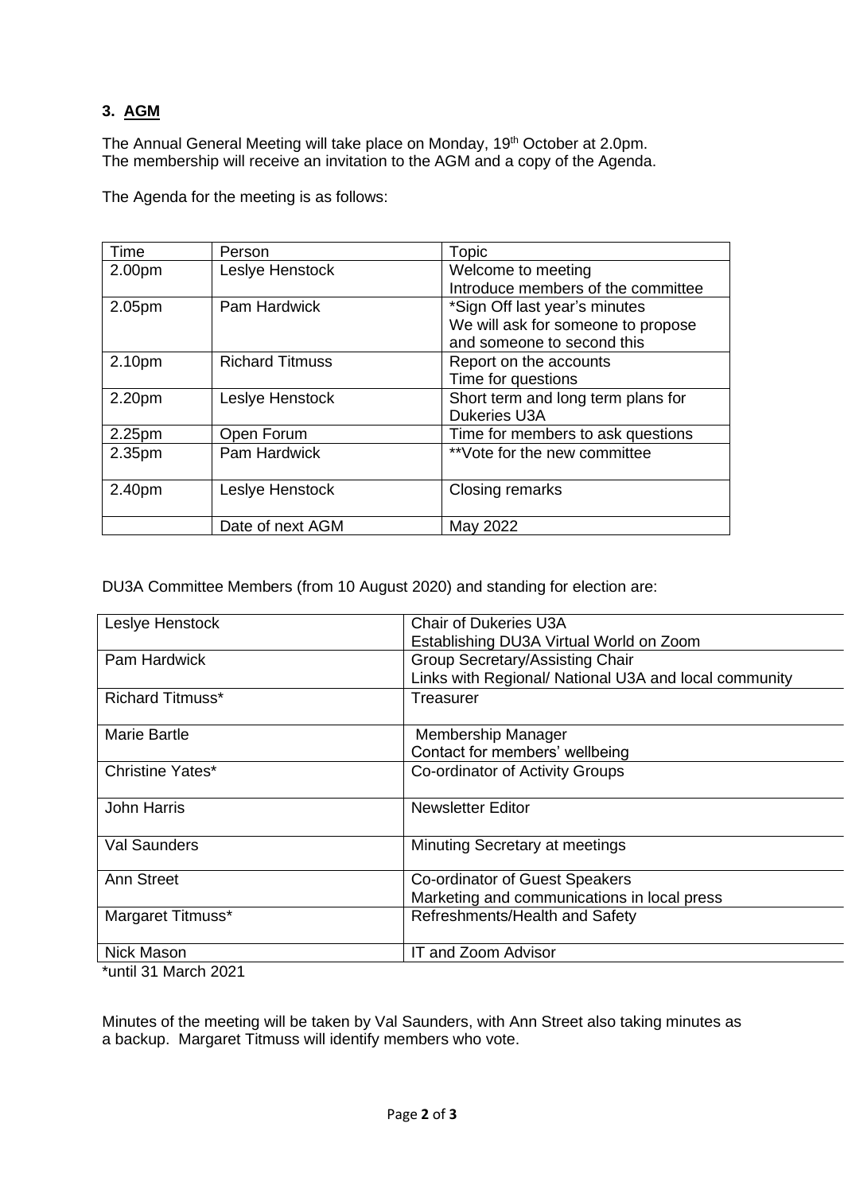## 3. AGM

The Annual General Meeting will take place on Monday, 19th October at 2.0pm.
The membership will receive an invitation to the AGM and a copy of the Agenda.

The Agenda for the meeting is as follows:

| Time | Person | Topic |
|---|---|---|
| 2.00pm | Leslye Henstock | Welcome to meeting<br>Introduce members of the committee |
| 2.05pm | Pam Hardwick | *Sign Off last year's minutes<br>We will ask for someone to propose and someone to second this |
| 2.10pm | Richard Titmuss | Report on the accounts<br>Time for questions |
| 2.20pm | Leslye Henstock | Short term and long term plans for Dukeries U3A |
| 2.25pm | Open Forum | Time for members to ask questions |
| 2.35pm | Pam Hardwick | **Vote for the new committee |
| 2.40pm | Leslye Henstock | Closing remarks |
| | Date of next AGM | May 2022 |

DU3A Committee Members (from 10 August 2020) and standing for election are:

| | |
|---|---|
| Leslye Henstock | Chair of Dukeries U3A<br>Establishing DU3A Virtual World on Zoom |
| Pam Hardwick | Group Secretary/Assisting Chair<br>Links with Regional/ National U3A and local community |
| Richard Titmuss* | Treasurer |
| Marie Bartle | Membership Manager<br>Contact for members' wellbeing |
| Christine Yates* | Co-ordinator of Activity Groups |
| John Harris | Newsletter Editor |
| Val Saunders | Minuting Secretary at meetings |
| Ann Street | Co-ordinator of Guest Speakers<br>Marketing and communications in local press |
| Margaret Titmuss* | Refreshments/Health and Safety |
| Nick Mason | IT and Zoom Advisor |

*until 31 March 2021

Minutes of the meeting will be taken by Val Saunders, with Ann Street also taking minutes as a backup. Margaret Titmuss will identify members who vote.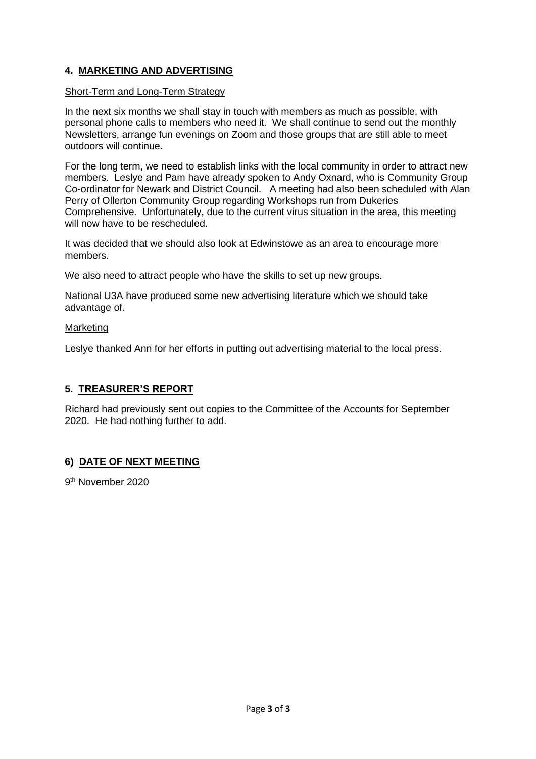## 4. MARKETING AND ADVERTISING

Short-Term and Long-Term Strategy

In the next six months we shall stay in touch with members as much as possible, with personal phone calls to members who need it. We shall continue to send out the monthly Newsletters, arrange fun evenings on Zoom and those groups that are still able to meet outdoors will continue.

For the long term, we need to establish links with the local community in order to attract new members. Leslye and Pam have already spoken to Andy Oxnard, who is Community Group Co-ordinator for Newark and District Council. A meeting had also been scheduled with Alan Perry of Ollerton Community Group regarding Workshops run from Dukeries Comprehensive. Unfortunately, due to the current virus situation in the area, this meeting will now have to be rescheduled.

It was decided that we should also look at Edwinstowe as an area to encourage more members.

We also need to attract people who have the skills to set up new groups.

National U3A have produced some new advertising literature which we should take advantage of.

Marketing

Leslye thanked Ann for her efforts in putting out advertising material to the local press.

## 5. TREASURER'S REPORT

Richard had previously sent out copies to the Committee of the Accounts for September 2020. He had nothing further to add.

## 6) DATE OF NEXT MEETING

9th November 2020